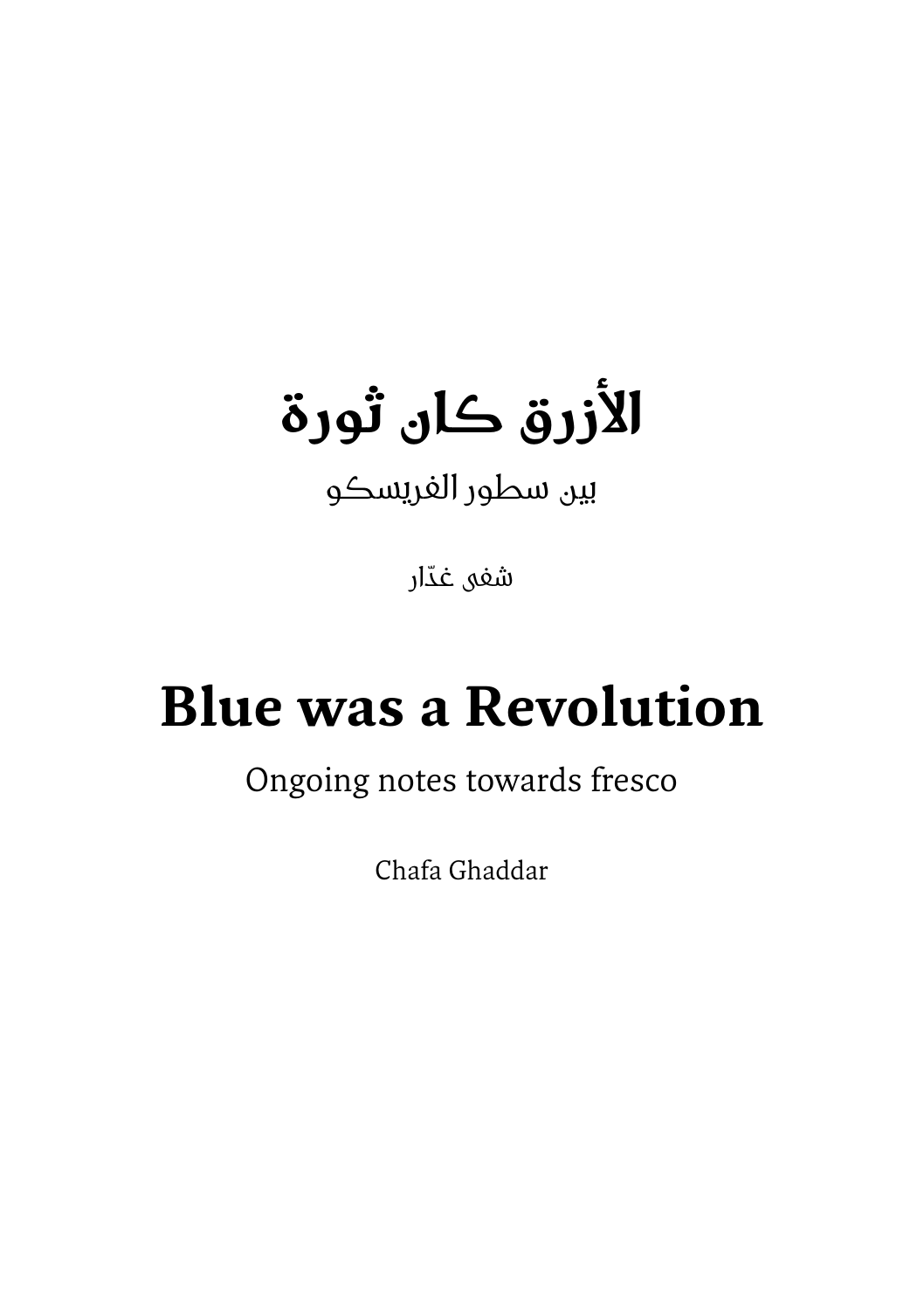# الأزرق كان ثورة

بين سطور الفريسكو

شفى غدّار

# Blue was a Revolution

Ongoing notes towards fresco

Chafa Ghaddar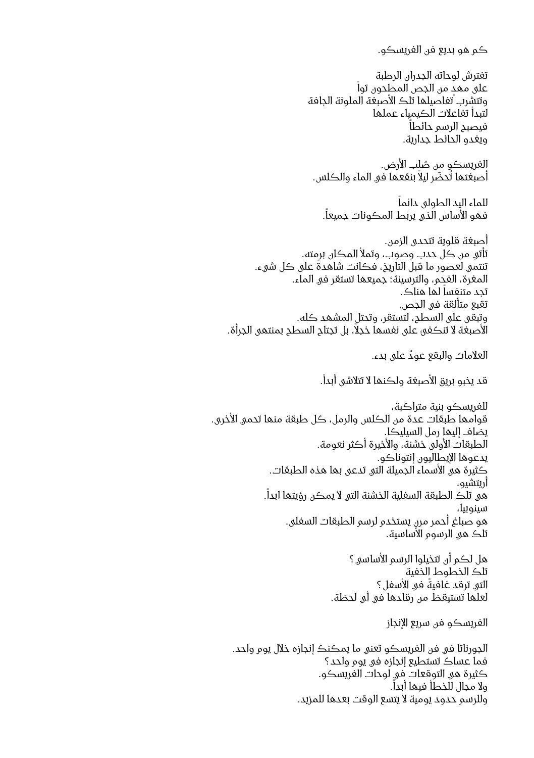كم هو بديع فن الفريسكو.

تفترش لوحاته الجدران الرطبة
على مهد من الجص المطحون تواً
وتتشرب تفاصيلها تلك الأصبغة الملونة الجافة
لتبدأ تفاعلات الكيمياء عملها
فيصبح الرسم حائطاً
ويغدو الحائط جدارية.

الفريسكو من صُلب الأرض.
أصبغتها تُحضّر ليلاً بنقعها في الماء والكلس.

للماء اليد الطولى دائماً
فهو الأساس الذي يربط المكونات جميعاً.

أصبغة قلوية تتحدى الزمن.
تأتي من كل حدب وصوب، وتملأ المكان برمته.
تنتمي لعصور ما قبل التاريخ، فكانت شاهدةً على كل شيء.
المغرة، الفحم، والترسينة؛ جميعها تستقر في الماء.
تجد متنفساً لها هناك.
تقبع متألقة في الجص.
وتبقى على السطح، لتستقر، وتحتل المشهد كله.
الأصبغة لا تنكفئ على نفسها خجلاً، بل تجتاح السطح بمنتهى الجرأة.

العلامات والبقع عودٌ على بدء.

قد يخبو بريق الأصبغة ولكنها لا تتلاشى أبداً.

للفريسكو بنية متراكبة،
قوامها طبقات عدة من الكلس والرمل، كل طبقة منها تحمي الأخرى.
يضاف إليها رمل السيليكا.
الطبقات الأولى خشنة، والأخيرة أكثر نعومة.
يدعوها الإيطاليون إنتوناكو.
كثيرة هي الأسماء الجميلة التي تدعى بها هذه الطبقات.
أريتشيو،
هي تلك الطبقة السفلية الخشنة التي لا يمكن رؤيتها ابداً.
سينوبيا،
هو صباغ أحمر مرن يستخدم لرسم الطبقات السفلى.
تلك هي الرسوم الأساسية.

هل لكم أن تتخيلوا الرسم الأساسي ؟
تلك الخطوط الخفية
التي ترقد غافيةً في الأسفل ؟
لعلها تستيقظ من رقادها في أي لحظة.

الفريسكو فن سريع الإنجاز

الجورناتا في فن الفريسكو تعني ما يمكنك إنجازه خلال يوم واحد.
فما عساك تستطيع إنجازه في يوم واحد ؟
كثيرة هي التوقعات في لوحات الفريسكو.
ولا مجال للخطأ فيها أبداً.
وللرسم حدود يومية لا يتسع الوقت بعدها للمزيد.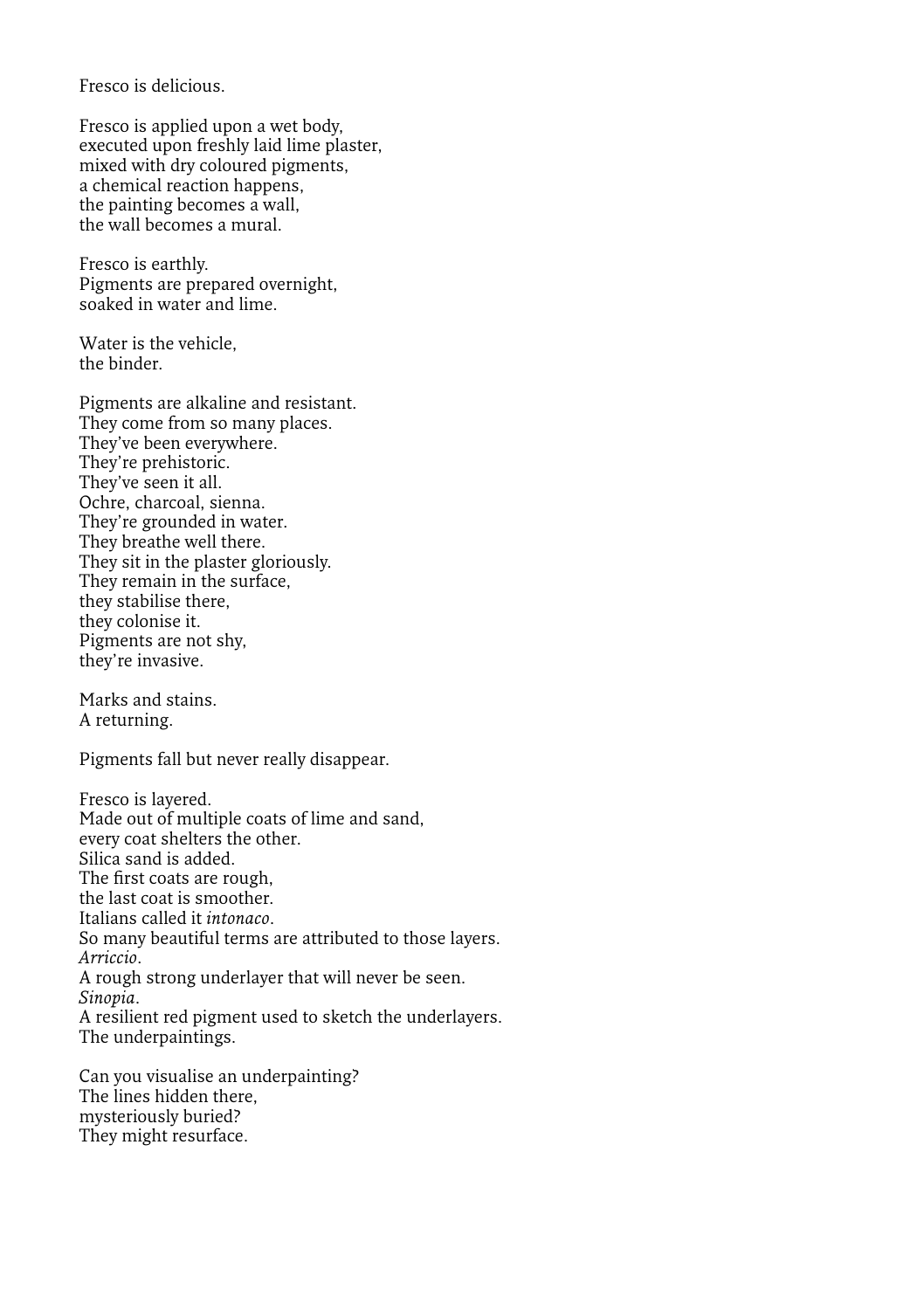Fresco is delicious.

Fresco is applied upon a wet body,  
executed upon freshly laid lime plaster,  
mixed with dry coloured pigments,  
a chemical reaction happens,  
the painting becomes a wall,  
the wall becomes a mural.

Fresco is earthly.  
Pigments are prepared overnight,  
soaked in water and lime.

Water is the vehicle,  
the binder.

Pigments are alkaline and resistant.  
They come from so many places.  
They've been everywhere.  
They're prehistoric.  
They've seen it all.  
Ochre, charcoal, sienna.  
They're grounded in water.  
They breathe well there.  
They sit in the plaster gloriously.  
They remain in the surface,  
they stabilise there,  
they colonise it.  
Pigments are not shy,  
they're invasive.

Marks and stains.  
A returning.

Pigments fall but never really disappear.

Fresco is layered.  
Made out of multiple coats of lime and sand,  
every coat shelters the other.  
Silica sand is added.  
The first coats are rough,  
the last coat is smoother.  
Italians called it *intonaco*.  
So many beautiful terms are attributed to those layers.  
*Arriccio*.  
A rough strong underlayer that will never be seen.  
*Sinopia*.  
A resilient red pigment used to sketch the underlayers.  
The underpaintings.

Can you visualise an underpainting?  
The lines hidden there,  
mysteriously buried?  
They might resurface.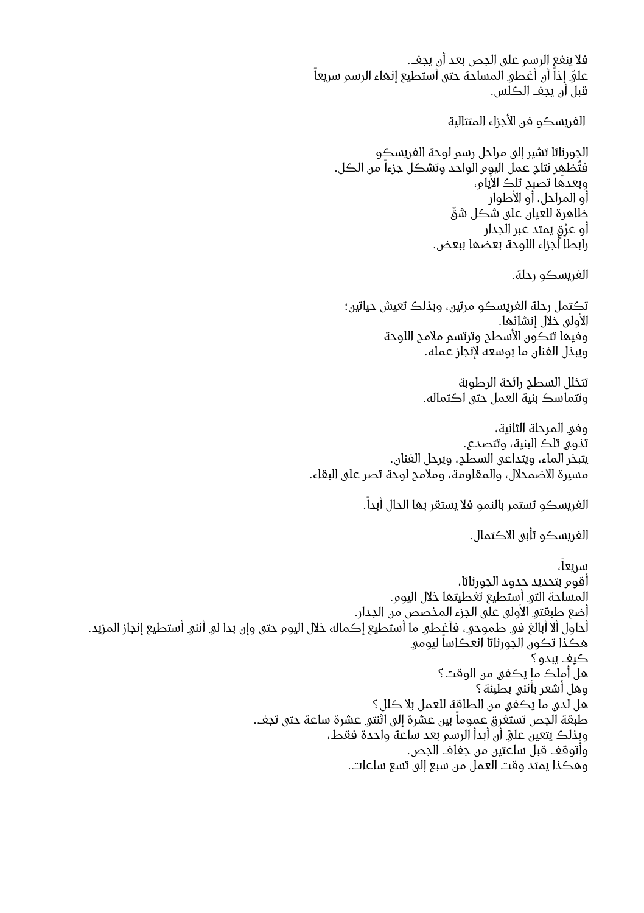فلا ينفع الرسم على الجص بعد أن يجف.
عليّ إذاً أن أغطي المساحة حتى أستطيع إنهاء الرسم سريعاً
قبل أن يجف الكلس.

الفريسكو فن الأجزاء المتتالية

الجورناتا تشير إلى مراحل رسم لوحة الفريسكو
فتُظهِر نتاج عمل اليوم الواحد وتشكل جزءاً من الكل.
وبعدها تصبح تلك الأيام،
أو المراحل، أو الأطوار
ظاهرة للعيان على شكل شقّ
أو عِرْقٍ يمتد عبر الجدار
رابطاً أجزاء اللوحة بعضها ببعض.

الفريسكو رحلة.

تكتمل رحلة الفريسكو مرتين، وبذلك تعيش حياتين؛
الأولى خلال إنشائها.
وفيها تتكون الأسطح وترتسم ملامح اللوحة
ويبذل الفنان ما بوسعه لإنجاز عمله.

تتخلل السطح رائحة الرطوبة
وتتماسك بنية العمل حتى اكتماله.

وفي المرحلة الثانية،
تذوي تلك البنية، وتتصدع.
يتبخر الماء، ويتداعى السطح، ويرحل الفنان.
مسيرة الاضمحلال، والمقاومة، وملامح لوحة تصر على البقاء.

الفريسكو تستمر بالنمو فلا يستقر بها الحال أبداً.

الفريسكو تأبى الاكتمال.

سريعاً،
أقوم بتحديد حدود الجورناتا،
المساحة التي أستطيع تغطيتها خلال اليوم.
أضع طبقتي الأولى على الجزء المخصص من الجدار.
أحاول ألا أبالغ في طموحي، فأغطي ما أستطيع إكماله خلال اليوم حتى وإن بدا لي أنني أستطيع إنجاز المزيد.
هكذا تكون الجورناتا انعكاساً ليومي
كيف يبدو؟
هل أملك ما يكفي من الوقت؟
وهل أشعر بأنني بطيئة؟
هل لدي ما يكفي من الطاقة للعمل بلا كلل؟
طبقة الجص تستغرق عموماً بين عشرة إلى اثنتي عشرة ساعة حتى تجف.
وبذلك يتعين عليّ أن أبدأ الرسم بعد ساعة واحدة فقط،
وأتوقف قبل ساعتين من جفاف الجص.
وهكذا يمتد وقت العمل من سبع إلى تسع ساعات.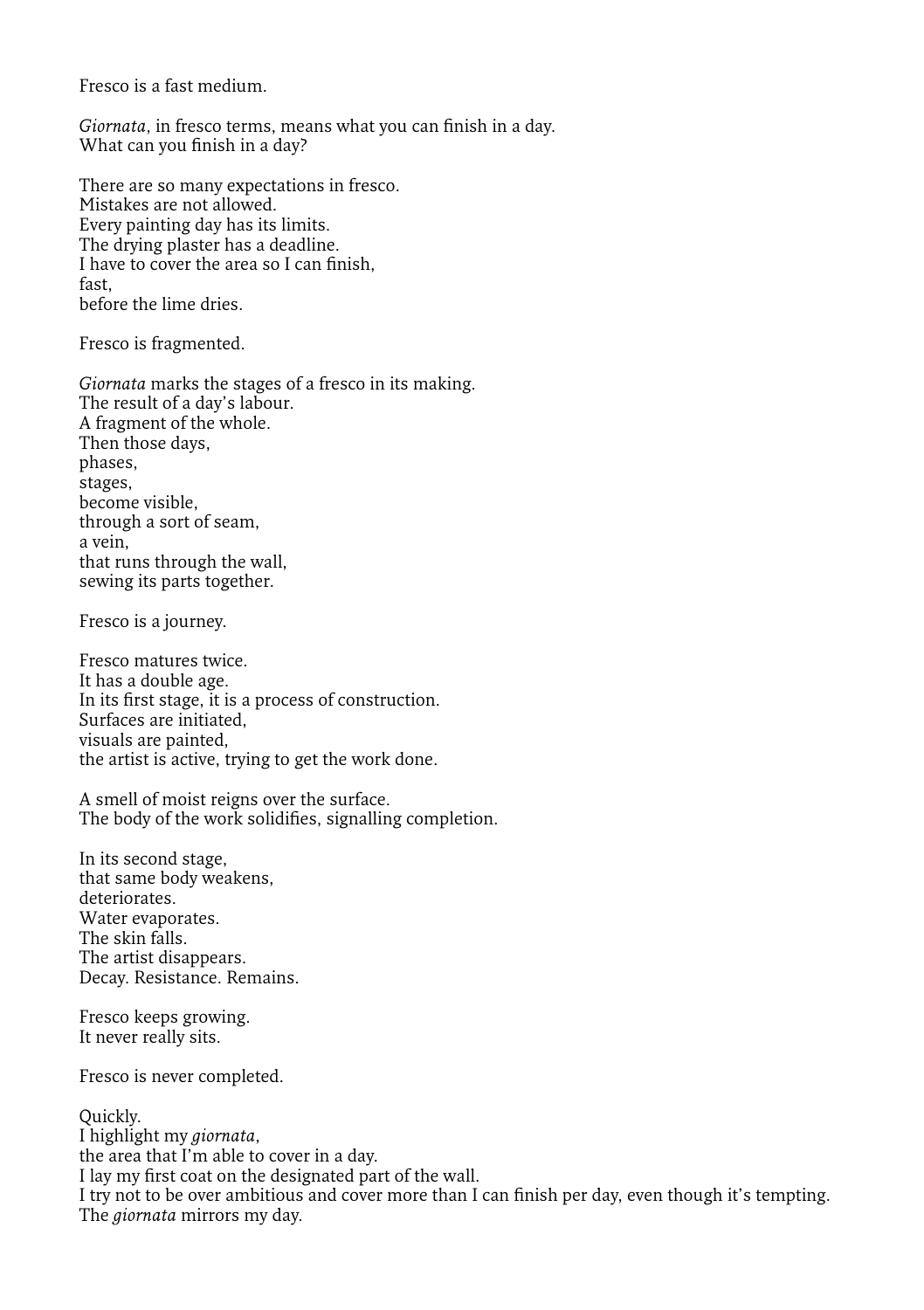Fresco is a fast medium.

*Giornata*, in fresco terms, means what you can finish in a day.
What can you finish in a day?

There are so many expectations in fresco.
Mistakes are not allowed.
Every painting day has its limits.
The drying plaster has a deadline.
I have to cover the area so I can finish,
fast,
before the lime dries.

Fresco is fragmented.

*Giornata* marks the stages of a fresco in its making.
The result of a day's labour.
A fragment of the whole.
Then those days,
phases,
stages,
become visible,
through a sort of seam,
a vein,
that runs through the wall,
sewing its parts together.

Fresco is a journey.

Fresco matures twice.
It has a double age.
In its first stage, it is a process of construction.
Surfaces are initiated,
visuals are painted,
the artist is active, trying to get the work done.

A smell of moist reigns over the surface.
The body of the work solidifies, signalling completion.

In its second stage,
that same body weakens,
deteriorates.
Water evaporates.
The skin falls.
The artist disappears.
Decay. Resistance. Remains.

Fresco keeps growing.
It never really sits.

Fresco is never completed.

Quickly.
I highlight my *giornata*,
the area that I'm able to cover in a day.
I lay my first coat on the designated part of the wall.
I try not to be over ambitious and cover more than I can finish per day, even though it's tempting.
The *giornata* mirrors my day.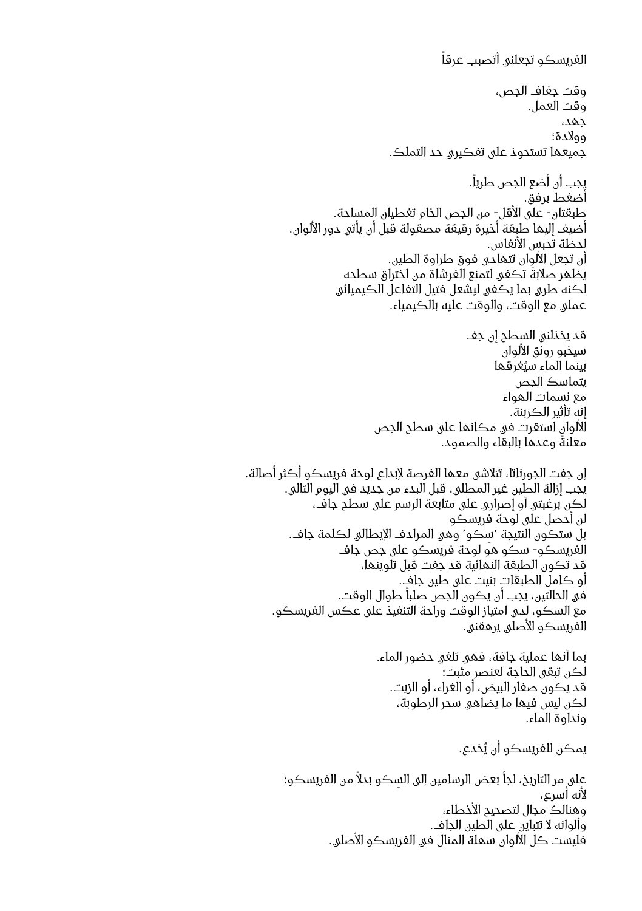الفريسكو تجعلني أتصبب عرقاً

وقت جفاف الجص،
وقت العمل.
جهد،
وولادة؛
جميعها تستحوذ على تفكيري حد التملك.

يجب أن أضع الجص طرياً.
أضغط برفق.
طبقتان- على الأقل- من الجص الخام تغطيان المساحة.
أضيف إليها طبقة أخيرة رقيقة مصقولة قبل أن يأتي دور الألوان.
لحظة تحبس الأنفاس.
أن تجعل الألوان تتهادى فوق طراوة الطين.
يظهر صلابةً تكفي لتمنع الفرشاة من اختراق سطحه
لكنه طري بما يكفي ليشعل فتيل التفاعل الكيميائي
عملي مع الوقت، والوقت عليه بالكيمياء.

قد يخذلني السطح إن جف
سيخبو رونق الألوان
بينما الماء سيُغرقها
يتماسك الجص
مع نسمات الهواء
إنه تأثير الكربنة.
الألوان استقرت في مكانها على سطح الجص
معلنةً وعدها بالبقاء والصمود.

إن جفت الجورناتا، تتلاشى معها الفرصة لإبداع لوحة فريسكو أكثر أصالة.
يجب إزالة الطين غير المطلي، قبل البدء من جديد في اليوم التالي.
لكن برغبتي أو إصراري على متابعة الرسم على سطح جاف،
لن أحصل على لوحة فريسكو
بل ستكون النتيجة 'سِكو' وهي المرادف الإيطالي لكلمة جاف.
الفريسكو- سِكو هو لوحة فريسكو على جص جاف
قد تكون الطبقة النهائية قد جفت قبل تلوينها،
أو كامل الطبقات بنيت على طين جاف.
في الحالتين، يجب أن يكون الجص صلباً طوال الوقت.
مع السِكو، لدي امتياز الوقت وراحة التنفيذ على عكس الفريسكو.
الفريسكو الأصلي يرهقني.

بما أنها عملية جافة، فهي تلغي حضور الماء.
لكن تبقى الحاجة لعنصر مثبت؛
قد يكون صفار البيض، أو الغراء، أو الزيت.
لكن ليس فيها ما يضاهي سحر الرطوبة،
ونداوة الماء.

يمكن للفريسكو أن يُخدع.

على مر التاريخ، لجأ بعض الرسامين إلى السِكو بدلاً من الفريسكو؛
لأنه أسرع،
وهنالك مجال لتصحيح الأخطاء،
وألوانه لا تتباين على الطين الجاف.
فليست كل الألوان سهلة المنال في الفريسكو الأصلي.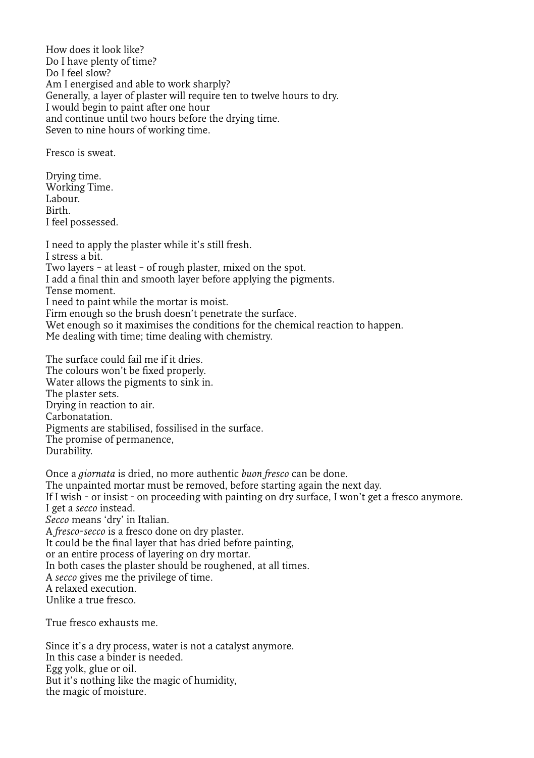How does it look like?
Do I have plenty of time?
Do I feel slow?
Am I energised and able to work sharply?
Generally, a layer of plaster will require ten to twelve hours to dry.
I would begin to paint after one hour
and continue until two hours before the drying time.
Seven to nine hours of working time.

Fresco is sweat.

Drying time.
Working Time.
Labour.
Birth.
I feel possessed.

I need to apply the plaster while it's still fresh.
I stress a bit.
Two layers – at least – of rough plaster, mixed on the spot.
I add a final thin and smooth layer before applying the pigments.
Tense moment.
I need to paint while the mortar is moist.
Firm enough so the brush doesn't penetrate the surface.
Wet enough so it maximises the conditions for the chemical reaction to happen.
Me dealing with time; time dealing with chemistry.

The surface could fail me if it dries.
The colours won't be fixed properly.
Water allows the pigments to sink in.
The plaster sets.
Drying in reaction to air.
Carbonatation.
Pigments are stabilised, fossilised in the surface.
The promise of permanence,
Durability.

Once a *giornata* is dried, no more authentic *buon fresco* can be done.
The unpainted mortar must be removed, before starting again the next day.
If I wish - or insist - on proceeding with painting on dry surface, I won't get a fresco anymore.
I get a *secco* instead.
*Secco* means 'dry' in Italian.
A *fresco-secco* is a fresco done on dry plaster.
It could be the final layer that has dried before painting,
or an entire process of layering on dry mortar.
In both cases the plaster should be roughened, at all times.
A *secco* gives me the privilege of time.
A relaxed execution.
Unlike a true fresco.

True fresco exhausts me.

Since it's a dry process, water is not a catalyst anymore.
In this case a binder is needed.
Egg yolk, glue or oil.
But it's nothing like the magic of humidity,
the magic of moisture.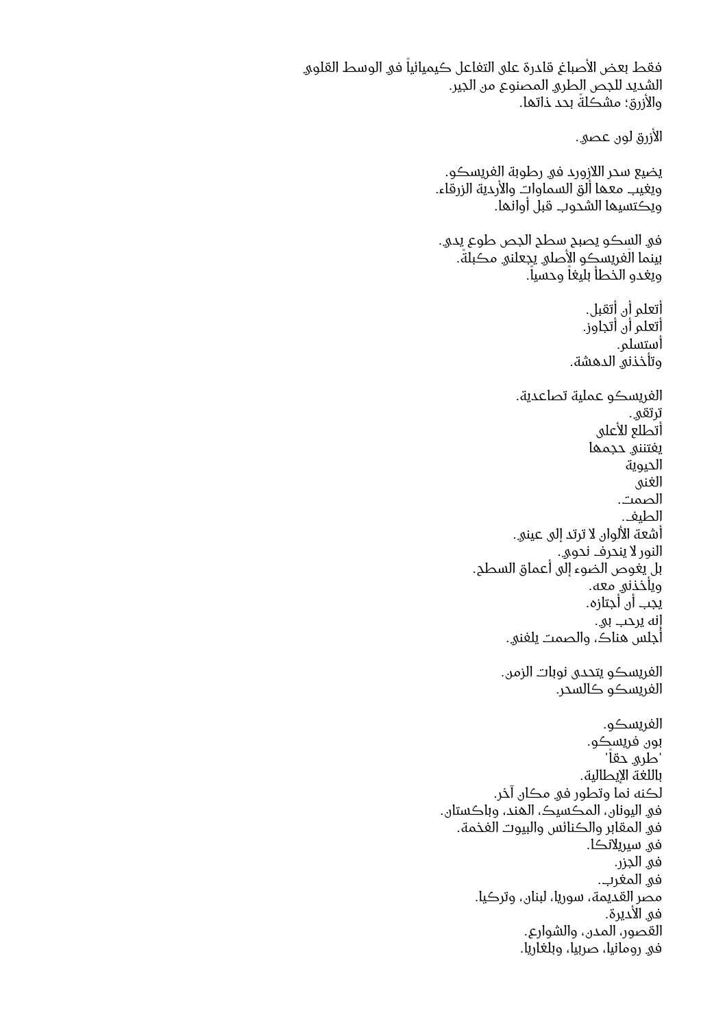فقط بعض الأصباغ قادرة على التفاعل كيميائياً في الوسط القلوي
الشديد للجص الطري المصنوع من الجير.
والأزرق؛ مشكلةٌ بحد ذاتها.

الأزرق لون عصي.

يضيع سحر اللازورد في رطوبة الفريسكو.
ويغيب معها ألق السماوات والأردية الزرقاء.
ويكتسيها الشحوب قبل أوانها.

في السكو يصبح سطح الجص طوع يدي.
بينما الفريسكو الأصلي يجعلني مكبلةً.
ويغدو الخطأ بليغاً وحسياً.

أتعلم أن أتقبل.
أتعلم أن أتجاوز.
أستسلم.
وتأخذني الدهشة.

الفريسكو عملية تصاعدية.
ترتقي.
أتطلع للأعلى
يفتنني حجمها
الحيوية
الغنى
الصمت.
الطيف.
أشعة الألوان لا ترتد إلى عيني.
النور لا ينحرف نحوي.
بل يغوص الضوء إلى أعماق السطح.
ويأخذني معه.
يجب أن أجتازه.
إنه يرحب بي.
أجلس هناك، والصمت يلفني.

الفريسكو يتحدى نوبات الزمن.
الفريسكو كالسحر.

الفريسكو.
بون فريسكو.
'طري حقاً'
باللغة الإيطالية.
لكنه نما وتطور في مكان آخر.
في اليونان، المكسيك، الهند، وباكستان.
في المقابر والكنائس والبيوت الفخمة.
في سيريلانكا.
في الجزر.
في المغرب.
مصر القديمة، سوريا، لبنان، وتركيا.
في الأديرة.
القصور، المدن، والشوارع.
في رومانيا، صربيا، وبلغاريا.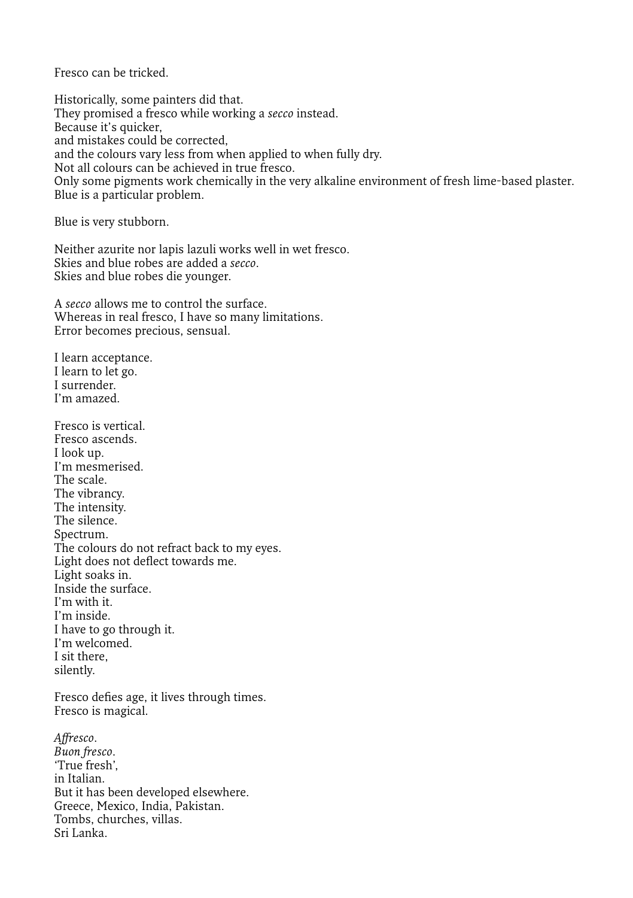Fresco can be tricked.

Historically, some painters did that.  
They promised a fresco while working a *secco* instead.  
Because it's quicker,  
and mistakes could be corrected,  
and the colours vary less from when applied to when fully dry.  
Not all colours can be achieved in true fresco.  
Only some pigments work chemically in the very alkaline environment of fresh lime-based plaster.  
Blue is a particular problem.

Blue is very stubborn.

Neither azurite nor lapis lazuli works well in wet fresco.  
Skies and blue robes are added a *secco*.  
Skies and blue robes die younger.

A *secco* allows me to control the surface.  
Whereas in real fresco, I have so many limitations.  
Error becomes precious, sensual.

I learn acceptance.  
I learn to let go.  
I surrender.  
I'm amazed.

Fresco is vertical.  
Fresco ascends.  
I look up.  
I'm mesmerised.  
The scale.  
The vibrancy.  
The intensity.  
The silence.  
Spectrum.  
The colours do not refract back to my eyes.  
Light does not deflect towards me.  
Light soaks in.  
Inside the surface.  
I'm with it.  
I'm inside.  
I have to go through it.  
I'm welcomed.  
I sit there,  
silently.

Fresco defies age, it lives through times.  
Fresco is magical.

*Affresco*.  
*Buon fresco*.  
'True fresh',  
in Italian.  
But it has been developed elsewhere.  
Greece, Mexico, India, Pakistan.  
Tombs, churches, villas.  
Sri Lanka.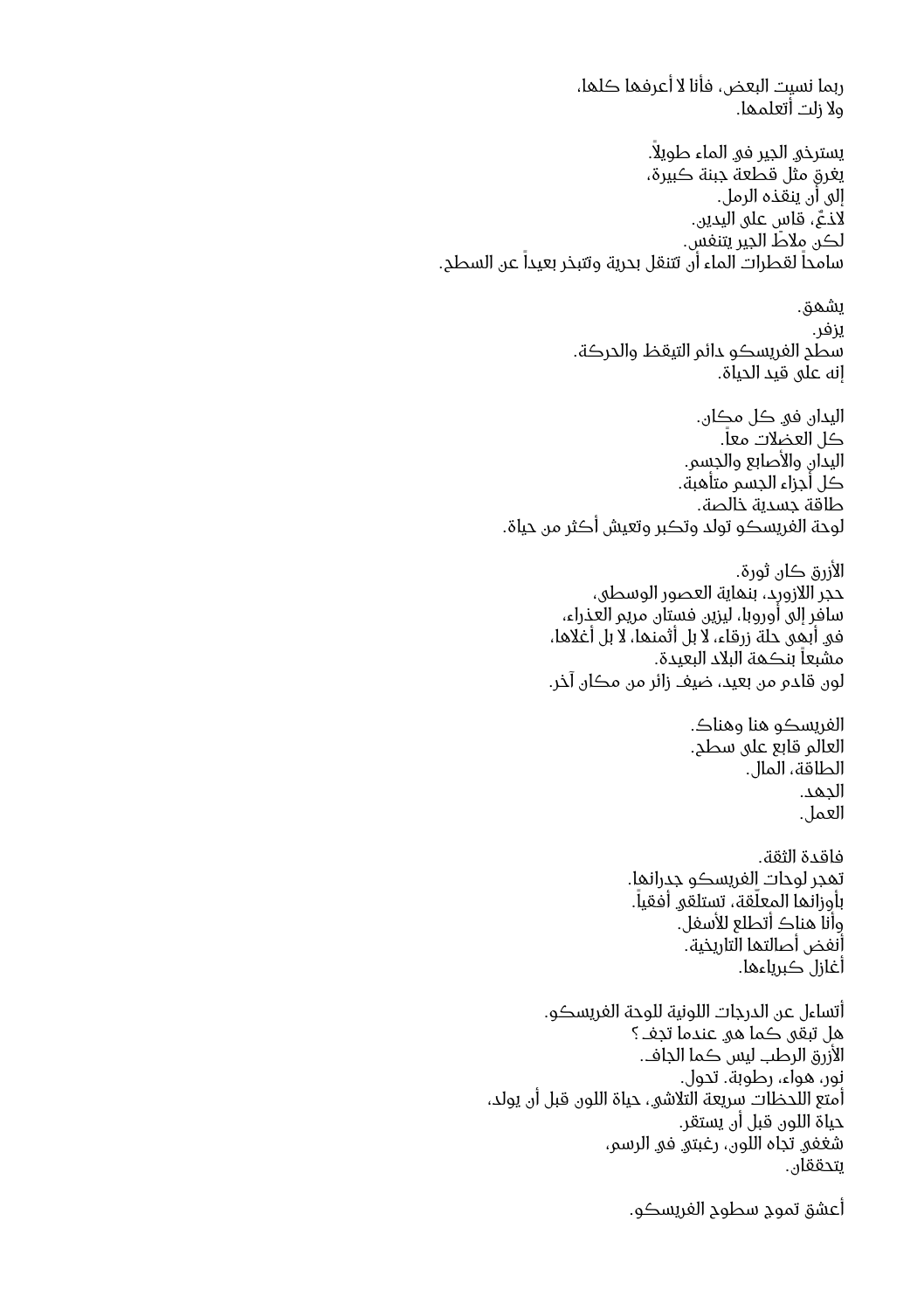ربما نسيت البعض، فأنا لا أعرفها كلها،
ولا زلت أتعلمها.

يسترخي الجير في الماء طويلاً.
يغرق مثل قطعة جبنة كبيرة،
إلى أن ينقذه الرمل.
لاذعٌ، قاس على اليدين.
لكن ملاط الجير يتنفس.
سامحاً لقطرات الماء أن تتنقل بحرية وتتبخر بعيداً عن السطح.

يشهق.
يزفر.
سطح الفريسكو دائم التيقظ والحركة.
إنه على قيد الحياة.

اليدان في كل مكان.
كل العضلات معاً.
اليدان والأصابع والجسم.
كل أجزاء الجسم متأهبة.
طاقة جسدية خالصة.
لوحة الفريسكو تولد وتكبر وتعيش أكثر من حياة.

الأزرق كان ثورة.
حجر اللازورد، بنهاية العصور الوسطى،
سافر إلى أوروبا، ليزين فستان مريم العذراء،
في أبهى حلة زرقاء، لا بل أثمنها، لا بل أغلاها،
مشبعاً بنكهة البلاد البعيدة.
لون قادم من بعيد، ضيف زائر من مكان آخر.

الفريسكو هنا وهناك.
العالم قابع على سطح.
الطاقة، المال.
الجهد.
العمل.

فاقدة الثقة.
تهجر لوحات الفريسكو جدرانها.
بأوزانها المعلّقة، تستلقي أفقياً.
وأنا هناك أتطلع للأسفل.
أنفض أصالتها التاريخية.
أغازل كبرياءها.

أتساءل عن الدرجات اللونية للوحة الفريسكو.
هل تبقى كما هي عندما تجف؟
الأزرق الرطب ليس كما الجاف.
نور، هواء، رطوبة. تحول.
أمتع اللحظات سريعة التلاشي، حياة اللون قبل أن يولد،
حياة اللون قبل أن يستقر.
شغفي تجاه اللون، رغبتي في الرسم،
يتحققان.

أعشق تموج سطوح الفريسكو.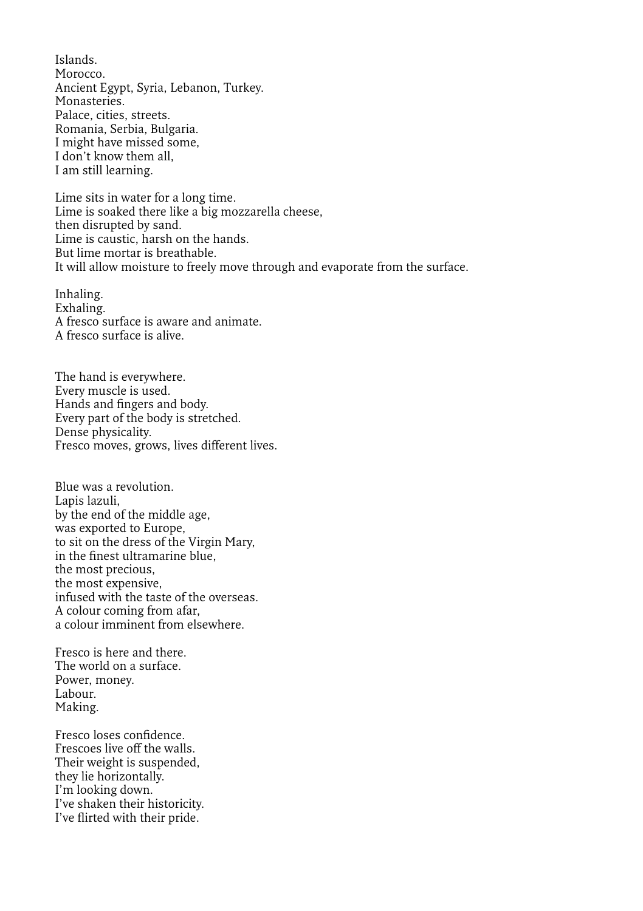Islands.
Morocco.
Ancient Egypt, Syria, Lebanon, Turkey.
Monasteries.
Palace, cities, streets.
Romania, Serbia, Bulgaria.
I might have missed some,
I don't know them all,
I am still learning.

Lime sits in water for a long time.
Lime is soaked there like a big mozzarella cheese,
then disrupted by sand.
Lime is caustic, harsh on the hands.
But lime mortar is breathable.
It will allow moisture to freely move through and evaporate from the surface.

Inhaling.
Exhaling.
A fresco surface is aware and animate.
A fresco surface is alive.

The hand is everywhere.
Every muscle is used.
Hands and fingers and body.
Every part of the body is stretched.
Dense physicality.
Fresco moves, grows, lives different lives.

Blue was a revolution.
Lapis lazuli,
by the end of the middle age,
was exported to Europe,
to sit on the dress of the Virgin Mary,
in the finest ultramarine blue,
the most precious,
the most expensive,
infused with the taste of the overseas.
A colour coming from afar,
a colour imminent from elsewhere.

Fresco is here and there.
The world on a surface.
Power, money.
Labour.
Making.

Fresco loses confidence.
Frescoes live off the walls.
Their weight is suspended,
they lie horizontally.
I'm looking down.
I've shaken their historicity.
I've flirted with their pride.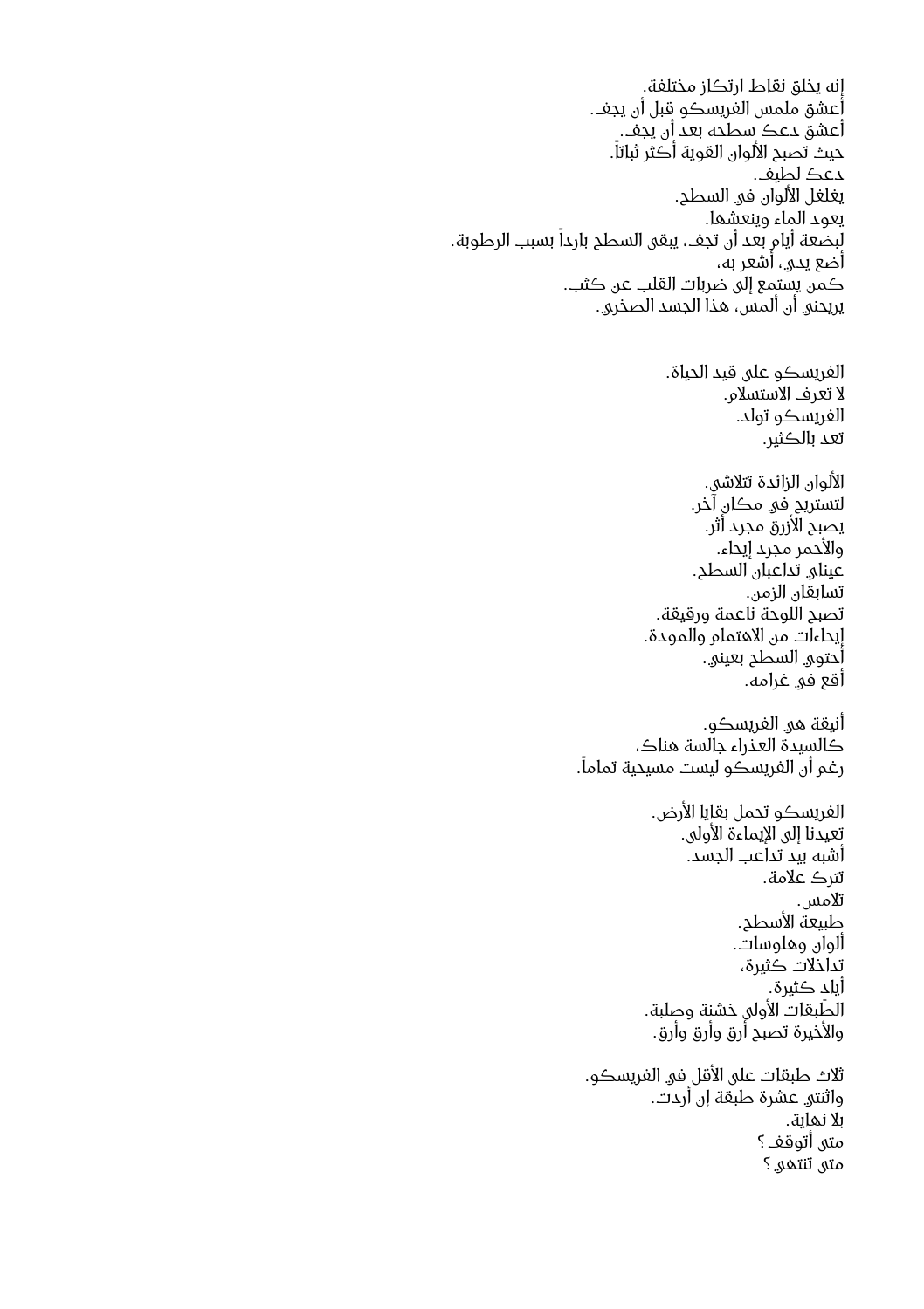إنه يخلق نقاط ارتكاز مختلفة.
أعشق ملمس الفريسكو قبل أن يجف.
أعشق دعك سطحه بعد أن يجف.
حيث تصبح الألوان القوية أكثر ثباتاً.
دعك لطيف.
يغلغل الألوان في السطح.
يعود الماء وينعشها.
لبضعة أيام بعد أن تجف، يبقى السطح بارداً بسبب الرطوبة.
أضع يدي، أشعر به،
كمن يستمع إلى ضربات القلب عن كثب.
يريحني أن ألمس، هذا الجسد الصخري.

الفريسكو على قيد الحياة.
لا تعرف الاستسلام.
الفريسكو تولد.
تعد بالكثير.

الألوان الزائدة تتلاشى.
لتستريح في مكان آخر.
يصبح الأزرق مجرد أثر.
والأحمر مجرد إيحاء.
عيناي تداعبان السطح.
تسابقان الزمن.
تصبح اللوحة ناعمة ورقيقة.
إيحاءات من الاهتمام والمودة.
أحتوي السطح بعيني.
أقع في غرامه.

أنيقة هي الفريسكو.
كالسيدة العذراء جالسة هناك،
رغم أن الفريسكو ليست مسيحية تماماً.

الفريسكو تحمل بقايا الأرض.
تعيدنا إلى الإيماءة الأولى.
أشبه بيد تداعب الجسد.
تترك علامة.
تلامس.
طبيعة الأسطح.
ألوان وهلوسات.
تداخلات كثيرة،
أياد كثيرة.
الطبقات الأولى خشنة وصلبة.
والأخيرة تصبح أرق وأرق وأرق.

ثلاث طبقات على الأقل في الفريسكو.
واثنتي عشرة طبقة إن أردت.
بلا نهاية.
متى أتوقف؟
متى تنتهي؟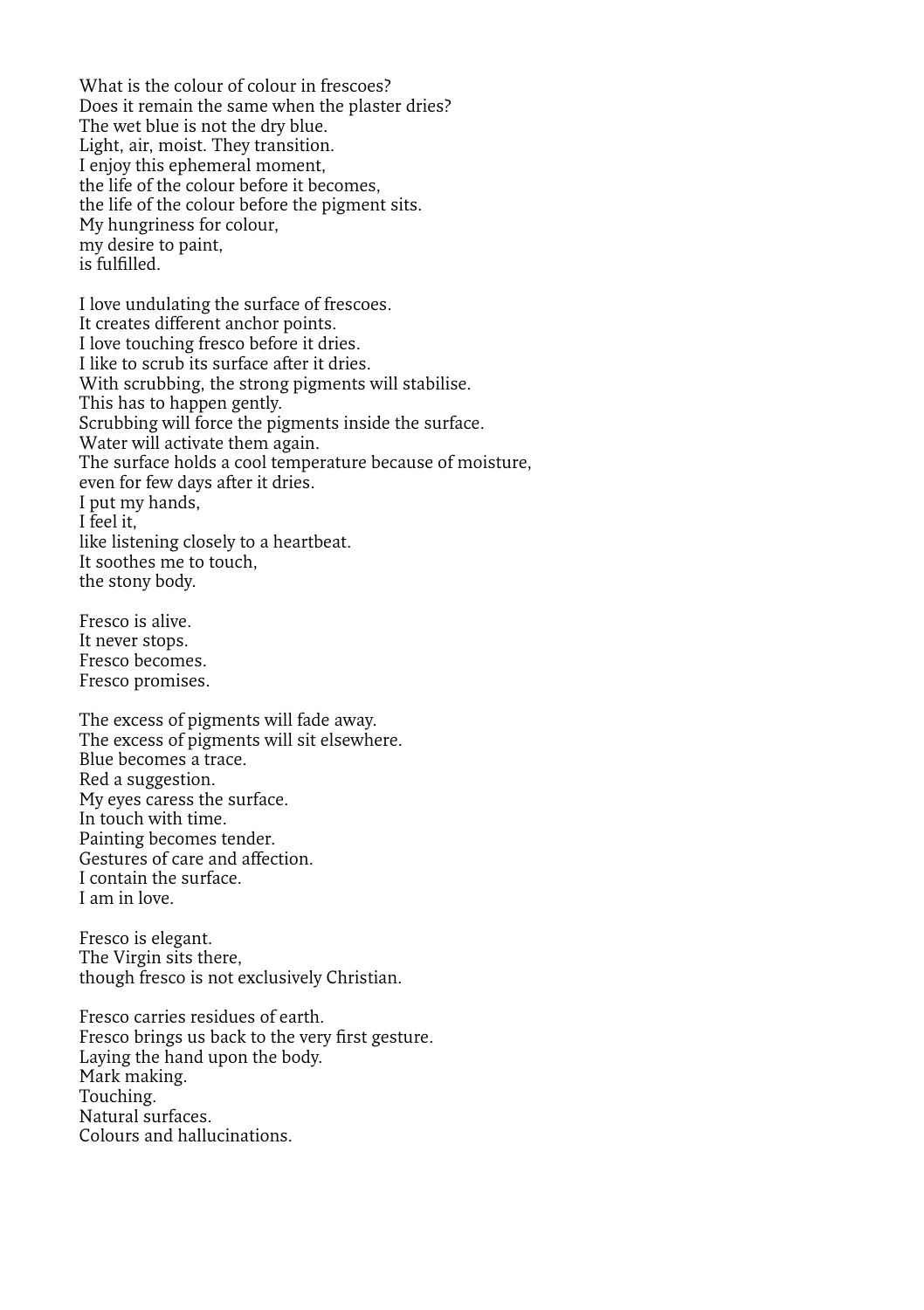What is the colour of colour in frescoes?
Does it remain the same when the plaster dries?
The wet blue is not the dry blue.
Light, air, moist. They transition.
I enjoy this ephemeral moment,
the life of the colour before it becomes,
the life of the colour before the pigment sits.
My hungriness for colour,
my desire to paint,
is fulfilled.

I love undulating the surface of frescoes.
It creates different anchor points.
I love touching fresco before it dries.
I like to scrub its surface after it dries.
With scrubbing, the strong pigments will stabilise.
This has to happen gently.
Scrubbing will force the pigments inside the surface.
Water will activate them again.
The surface holds a cool temperature because of moisture,
even for few days after it dries.
I put my hands,
I feel it,
like listening closely to a heartbeat.
It soothes me to touch,
the stony body.

Fresco is alive.
It never stops.
Fresco becomes.
Fresco promises.

The excess of pigments will fade away.
The excess of pigments will sit elsewhere.
Blue becomes a trace.
Red a suggestion.
My eyes caress the surface.
In touch with time.
Painting becomes tender.
Gestures of care and affection.
I contain the surface.
I am in love.

Fresco is elegant.
The Virgin sits there,
though fresco is not exclusively Christian.

Fresco carries residues of earth.
Fresco brings us back to the very first gesture.
Laying the hand upon the body.
Mark making.
Touching.
Natural surfaces.
Colours and hallucinations.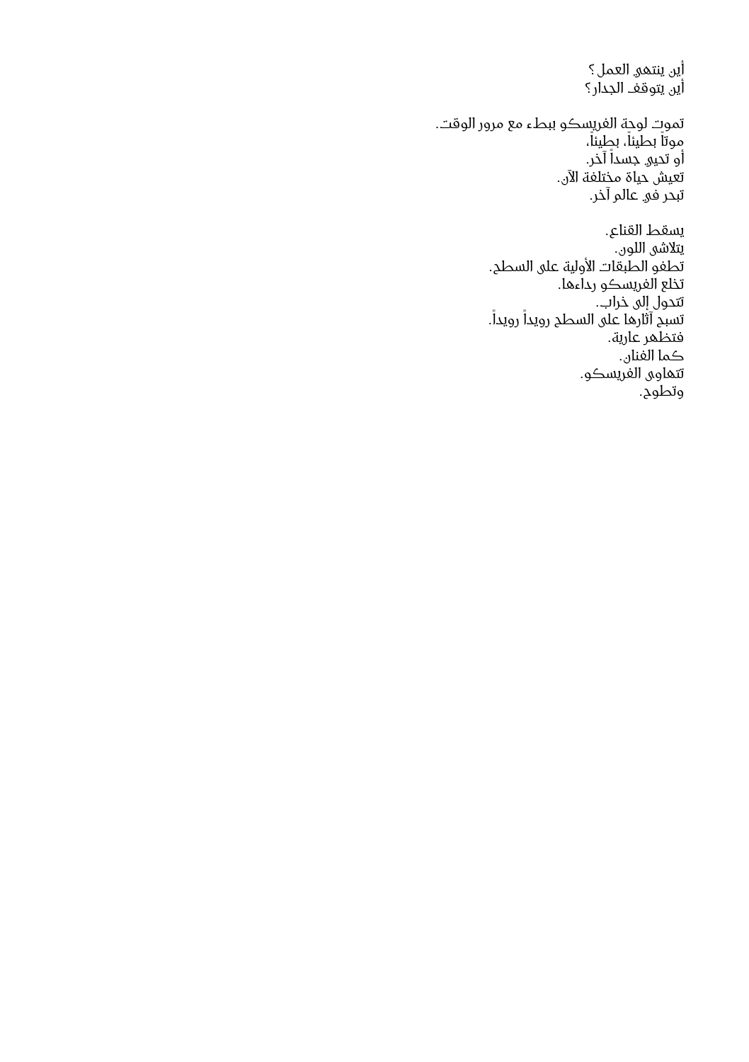أين ينتهي العمل ؟
أين يتوقف الجدار؟

تموت لوحة الفريسكو ببطء مع مرور الوقت.
موتاً بطيئاً، بطيئاً،
أو تحيي جسداً آخر.
تعيش حياة مختلفة الآن.
تبحر في عالم آخر.

يسقط القناع.
يتلاشى اللون.
تطفو الطبقات الأولية على السطح.
تخلع الفريسكو رداءها.
تتحول إلى خراب.
تسبح آثارها على السطح رويداً رويداً.
فتظهر عارية.
كما الفنان.
تتهاوى الفريسكو.
وتطوح.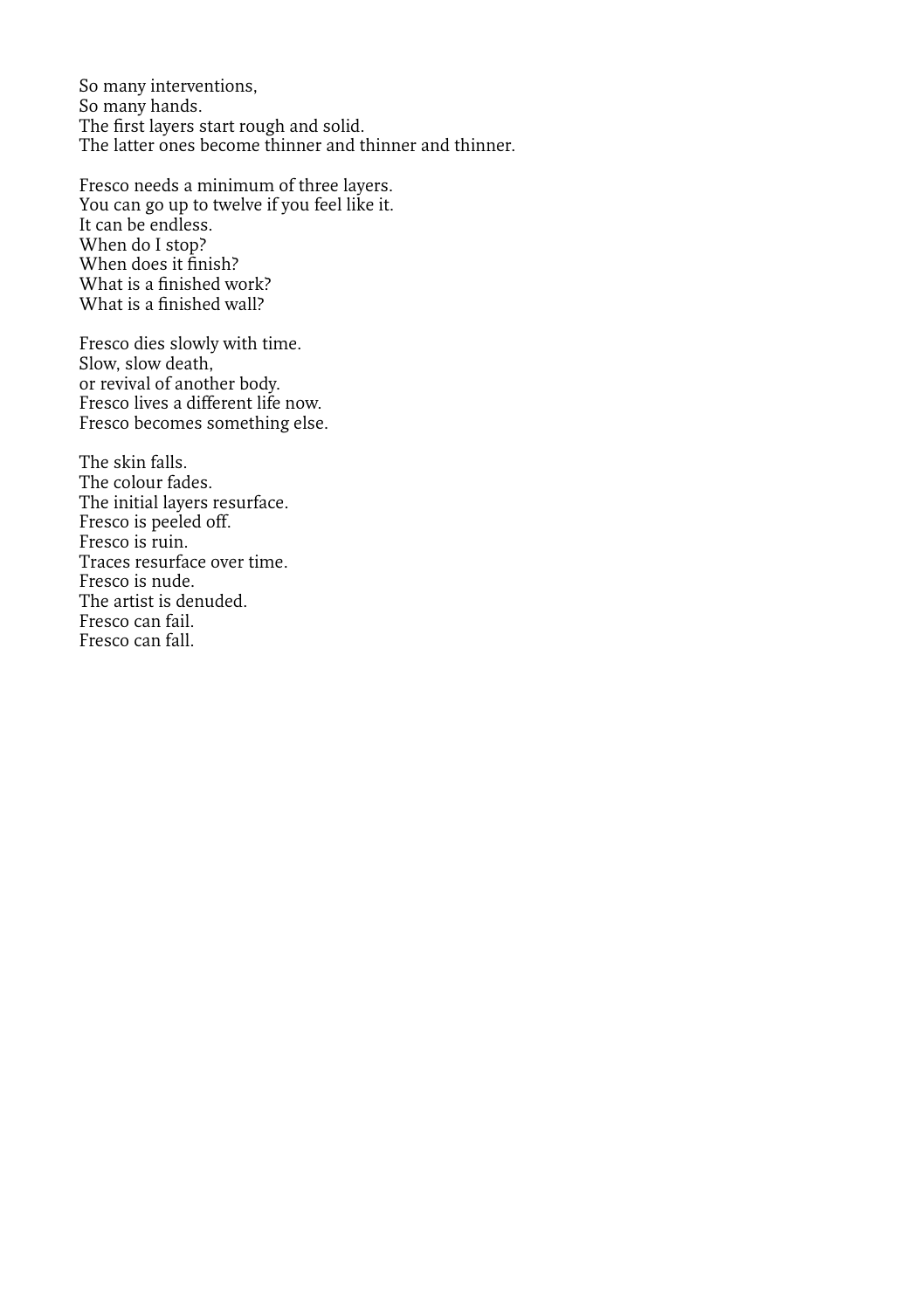So many interventions,
So many hands.
The first layers start rough and solid.
The latter ones become thinner and thinner and thinner.

Fresco needs a minimum of three layers.
You can go up to twelve if you feel like it.
It can be endless.
When do I stop?
When does it finish?
What is a finished work?
What is a finished wall?

Fresco dies slowly with time.
Slow, slow death,
or revival of another body.
Fresco lives a different life now.
Fresco becomes something else.

The skin falls.
The colour fades.
The initial layers resurface.
Fresco is peeled off.
Fresco is ruin.
Traces resurface over time.
Fresco is nude.
The artist is denuded.
Fresco can fail.
Fresco can fall.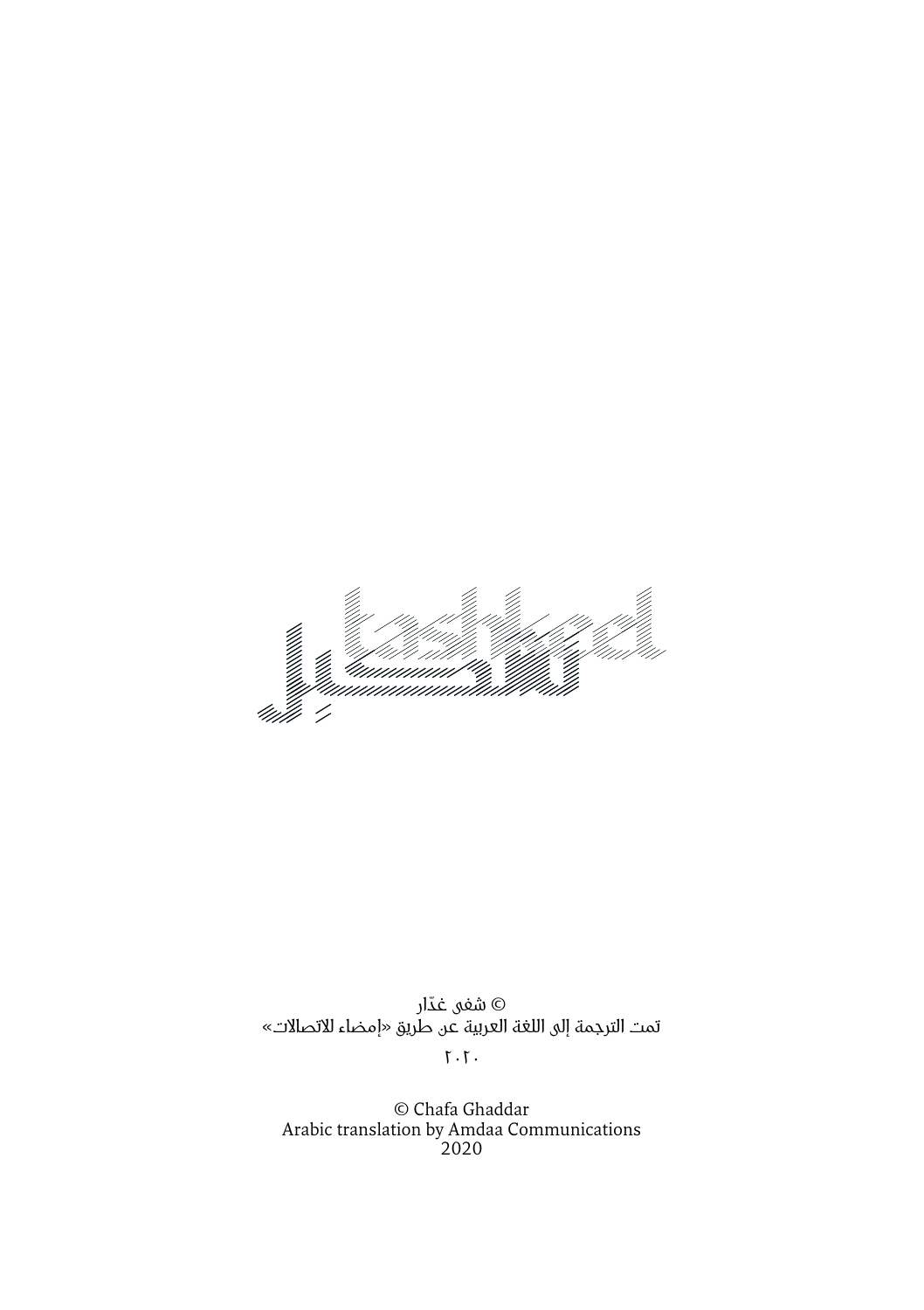© شفى غدّار

تمت الترجمة إلى اللغة العربية عن طريق «إمضاء للاتصالات»

٢٠٢٠

© Chafa Ghaddar

Arabic translation by Amdaa Communications

2020